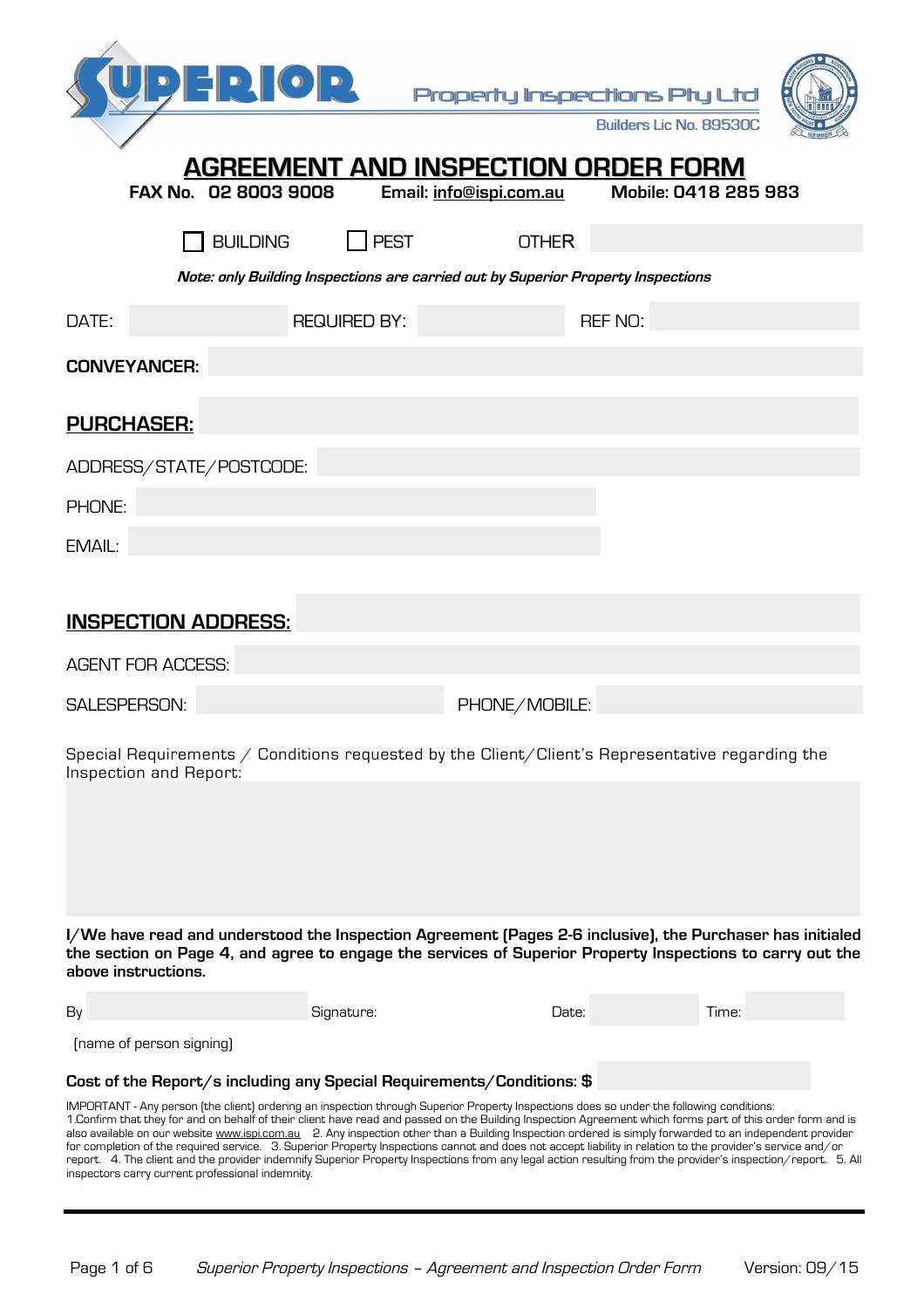# SUPERIOR Property Inspections Pty Ltd

Builders Lic No. 89530C

## AGREEMENT AND INSPECTION ORDER FORM

**FAX No. 02 8003 9008** **Email: info@ispi.com.au** **Mobile: 0418 285 983**

☐ BUILDING ☐ PEST OTHER

***Note: only Building Inspections are carried out by Superior Property Inspections***

DATE: REQUIRED BY: REF NO:

**CONVEYANCER:**

**PURCHASER:**

ADDRESS/STATE/POSTCODE:

PHONE:

EMAIL:

**INSPECTION ADDRESS:**

AGENT FOR ACCESS:

SALESPERSON: PHONE/MOBILE:

Special Requirements / Conditions requested by the Client/Client's Representative regarding the Inspection and Report:

**I/We have read and understood the Inspection Agreement (Pages 2-6 inclusive), the Purchaser has initialed the section on Page 4, and agree to engage the services of Superior Property Inspections to carry out the above instructions.**

By Signature: Date: Time:

(name of person signing)

**Cost of the Report/s including any Special Requirements/Conditions: $**

IMPORTANT - Any person (the client) ordering an inspection through Superior Property Inspections does so under the following conditions: 1.Confirm that they for and on behalf of their client have read and passed on the Building Inspection Agreement which forms part of this order form and is also available on our website www.ispi.com.au 2. Any inspection other than a Building Inspection ordered is simply forwarded to an independent provider for completion of the required service. 3. Superior Property Inspections cannot and does not accept liability in relation to the provider's service and/or report. 4. The client and the provider indemnify Superior Property Inspections from any legal action resulting from the provider's inspection/report. 5. All inspectors carry current professional indemnity.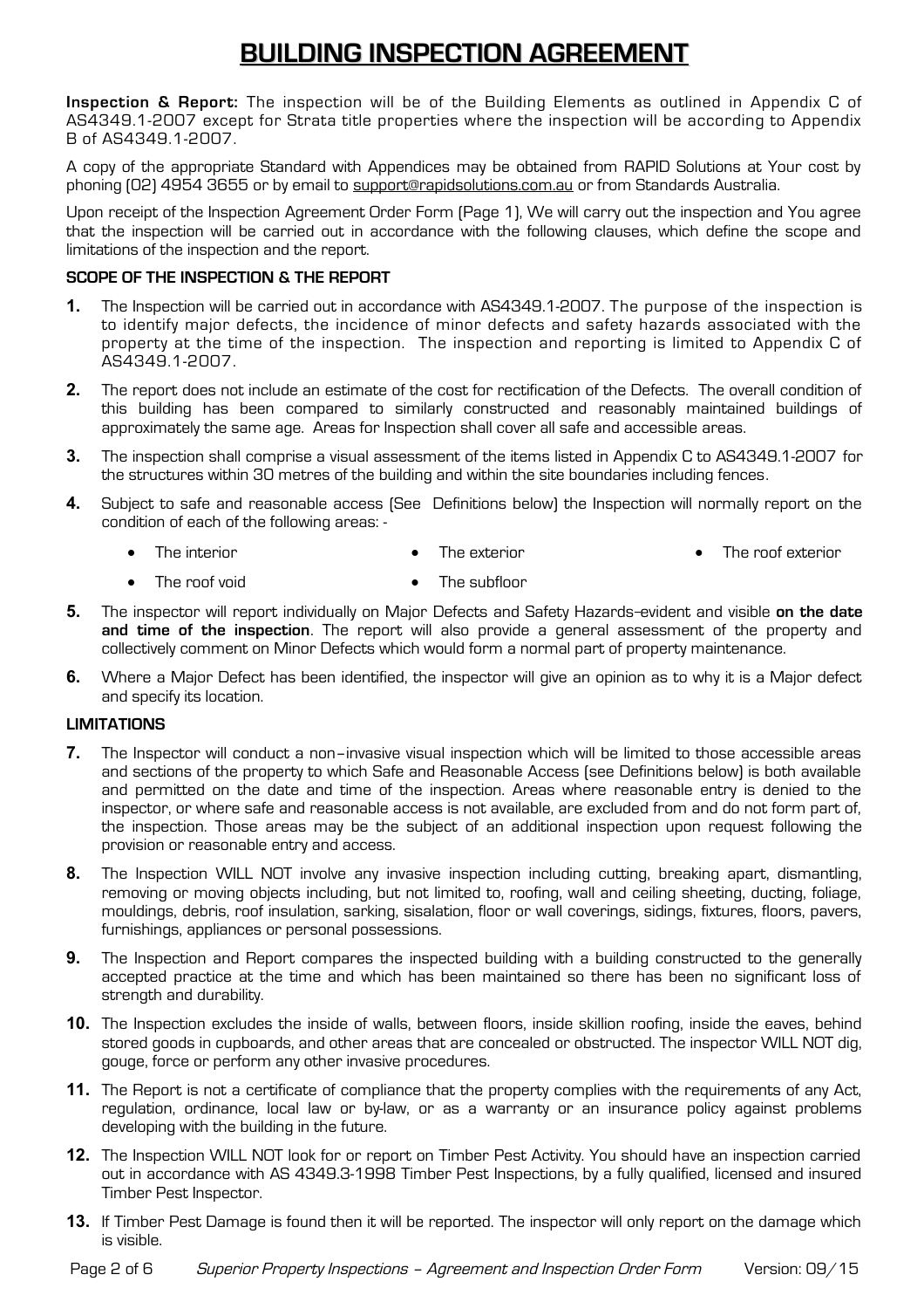# BUILDING INSPECTION AGREEMENT

**Inspection & Report:** The inspection will be of the Building Elements as outlined in Appendix C of AS4349.1-2007 except for Strata title properties where the inspection will be according to Appendix B of AS4349.1-2007.

A copy of the appropriate Standard with Appendices may be obtained from RAPID Solutions at Your cost by phoning (02) 4954 3655 or by email to support@rapidsolutions.com.au or from Standards Australia.

Upon receipt of the Inspection Agreement Order Form (Page 1), We will carry out the inspection and You agree that the inspection will be carried out in accordance with the following clauses, which define the scope and limitations of the inspection and the report.

### SCOPE OF THE INSPECTION & THE REPORT

**1.** The Inspection will be carried out in accordance with AS4349.1-2007. The purpose of the inspection is to identify major defects, the incidence of minor defects and safety hazards associated with the property at the time of the inspection. The inspection and reporting is limited to Appendix C of AS4349.1-2007.

**2.** The report does not include an estimate of the cost for rectification of the Defects. The overall condition of this building has been compared to similarly constructed and reasonably maintained buildings of approximately the same age. Areas for Inspection shall cover all safe and accessible areas.

**3.** The inspection shall comprise a visual assessment of the items listed in Appendix C to AS4349.1-2007 for the structures within 30 metres of the building and within the site boundaries including fences.

**4.** Subject to safe and reasonable access (See Definitions below) the Inspection will normally report on the condition of each of the following areas: -

- The interior
- The exterior
- The roof exterior
- The roof void
- The subfloor

**5.** The inspector will report individually on Major Defects and Safety Hazards–evident and visible **on the date and time of the inspection**. The report will also provide a general assessment of the property and collectively comment on Minor Defects which would form a normal part of property maintenance.

**6.** Where a Major Defect has been identified, the inspector will give an opinion as to why it is a Major defect and specify its location.

### LIMITATIONS

**7.** The Inspector will conduct a non–invasive visual inspection which will be limited to those accessible areas and sections of the property to which Safe and Reasonable Access (see Definitions below) is both available and permitted on the date and time of the inspection. Areas where reasonable entry is denied to the inspector, or where safe and reasonable access is not available, are excluded from and do not form part of, the inspection. Those areas may be the subject of an additional inspection upon request following the provision or reasonable entry and access.

**8.** The Inspection WILL NOT involve any invasive inspection including cutting, breaking apart, dismantling, removing or moving objects including, but not limited to, roofing, wall and ceiling sheeting, ducting, foliage, mouldings, debris, roof insulation, sarking, sisalation, floor or wall coverings, sidings, fixtures, floors, pavers, furnishings, appliances or personal possessions.

**9.** The Inspection and Report compares the inspected building with a building constructed to the generally accepted practice at the time and which has been maintained so there has been no significant loss of strength and durability.

**10.** The Inspection excludes the inside of walls, between floors, inside skillion roofing, inside the eaves, behind stored goods in cupboards, and other areas that are concealed or obstructed. The inspector WILL NOT dig, gouge, force or perform any other invasive procedures.

**11.** The Report is not a certificate of compliance that the property complies with the requirements of any Act, regulation, ordinance, local law or by-law, or as a warranty or an insurance policy against problems developing with the building in the future.

**12.** The Inspection WILL NOT look for or report on Timber Pest Activity. You should have an inspection carried out in accordance with AS 4349.3-1998 Timber Pest Inspections, by a fully qualified, licensed and insured Timber Pest Inspector.

**13.** If Timber Pest Damage is found then it will be reported. The inspector will only report on the damage which is visible.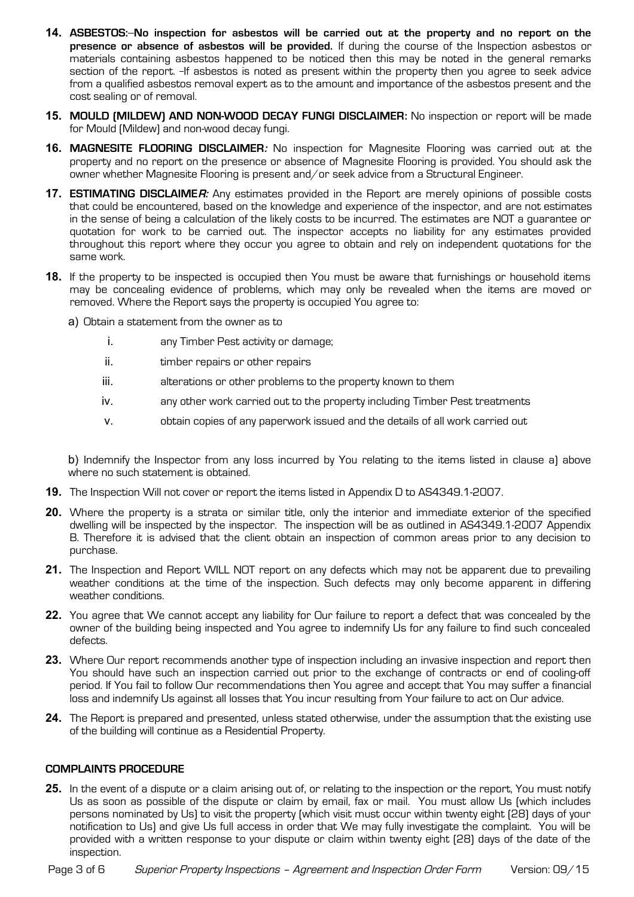14. **ASBESTOS:–No inspection for asbestos will be carried out at the property and no report on the presence or absence of asbestos will be provided.** If during the course of the Inspection asbestos or materials containing asbestos happened to be noticed then this may be noted in the general remarks section of the report. –If asbestos is noted as present within the property then you agree to seek advice from a qualified asbestos removal expert as to the amount and importance of the asbestos present and the cost sealing or of removal.

15. **MOULD (MILDEW) AND NON-WOOD DECAY FUNGI DISCLAIMER:** No inspection or report will be made for Mould (Mildew) and non-wood decay fungi.

16. **MAGNESITE FLOORING DISCLAIMER***:* No inspection for Magnesite Flooring was carried out at the property and no report on the presence or absence of Magnesite Flooring is provided. You should ask the owner whether Magnesite Flooring is present and/or seek advice from a Structural Engineer.

17. **ESTIMATING DISCLAIME*R:*** Any estimates provided in the Report are merely opinions of possible costs that could be encountered, based on the knowledge and experience of the inspector, and are not estimates in the sense of being a calculation of the likely costs to be incurred. The estimates are NOT a guarantee or quotation for work to be carried out. The inspector accepts no liability for any estimates provided throughout this report where they occur you agree to obtain and rely on independent quotations for the same work.

18. If the property to be inspected is occupied then You must be aware that furnishings or household items may be concealing evidence of problems, which may only be revealed when the items are moved or removed. Where the Report says the property is occupied You agree to:

    a) Obtain a statement from the owner as to

       i. any Timber Pest activity or damage;
       ii. timber repairs or other repairs
       iii. alterations or other problems to the property known to them
       iv. any other work carried out to the property including Timber Pest treatments
       v. obtain copies of any paperwork issued and the details of all work carried out

    b) Indemnify the Inspector from any loss incurred by You relating to the items listed in clause a) above where no such statement is obtained.

19. The Inspection Will not cover or report the items listed in Appendix D to AS4349.1-2007.

20. Where the property is a strata or similar title, only the interior and immediate exterior of the specified dwelling will be inspected by the inspector. The inspection will be as outlined in AS4349.1-2007 Appendix B. Therefore it is advised that the client obtain an inspection of common areas prior to any decision to purchase.

21. The Inspection and Report WILL NOT report on any defects which may not be apparent due to prevailing weather conditions at the time of the inspection. Such defects may only become apparent in differing weather conditions.

22. You agree that We cannot accept any liability for Our failure to report a defect that was concealed by the owner of the building being inspected and You agree to indemnify Us for any failure to find such concealed defects.

23. Where Our report recommends another type of inspection including an invasive inspection and report then You should have such an inspection carried out prior to the exchange of contracts or end of cooling-off period. If You fail to follow Our recommendations then You agree and accept that You may suffer a financial loss and indemnify Us against all losses that You incur resulting from Your failure to act on Our advice.

24. The Report is prepared and presented, unless stated otherwise, under the assumption that the existing use of the building will continue as a Residential Property.

## COMPLAINTS PROCEDURE

25. In the event of a dispute or a claim arising out of, or relating to the inspection or the report, You must notify Us as soon as possible of the dispute or claim by email, fax or mail. You must allow Us (which includes persons nominated by Us) to visit the property (which visit must occur within twenty eight (28) days of your notification to Us) and give Us full access in order that We may fully investigate the complaint. You will be provided with a written response to your dispute or claim within twenty eight (28) days of the date of the inspection.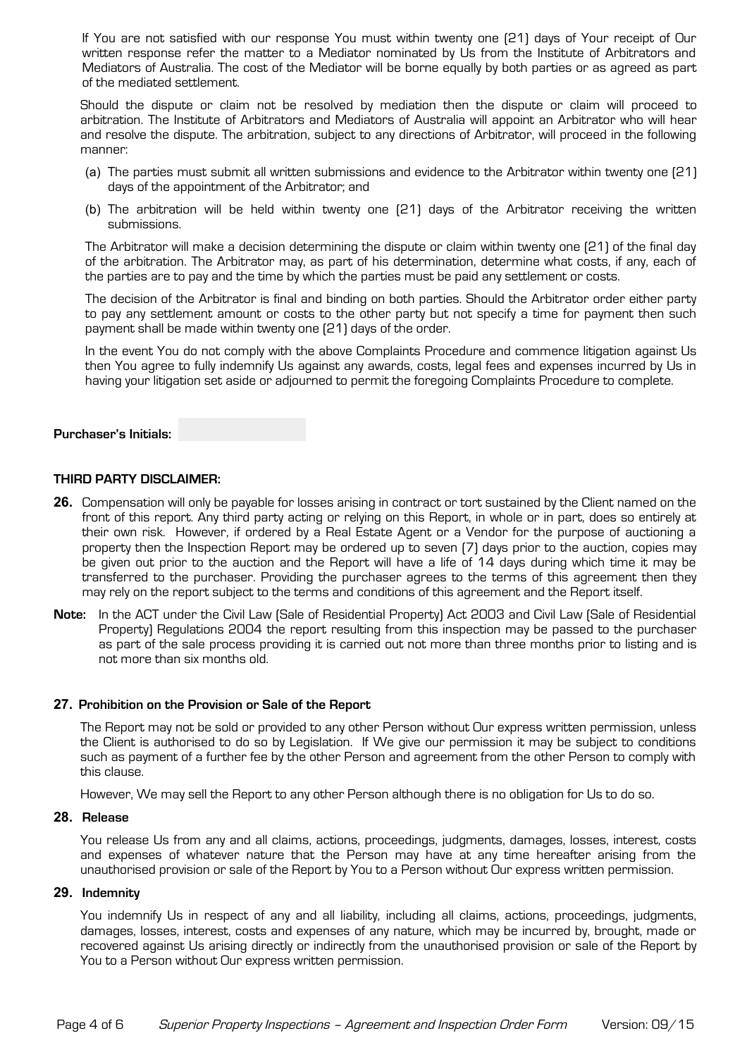If You are not satisfied with our response You must within twenty one (21) days of Your receipt of Our written response refer the matter to a Mediator nominated by Us from the Institute of Arbitrators and Mediators of Australia. The cost of the Mediator will be borne equally by both parties or as agreed as part of the mediated settlement.

Should the dispute or claim not be resolved by mediation then the dispute or claim will proceed to arbitration. The Institute of Arbitrators and Mediators of Australia will appoint an Arbitrator who will hear and resolve the dispute. The arbitration, subject to any directions of Arbitrator, will proceed in the following manner:

(a) The parties must submit all written submissions and evidence to the Arbitrator within twenty one (21) days of the appointment of the Arbitrator; and

(b) The arbitration will be held within twenty one (21) days of the Arbitrator receiving the written submissions.

The Arbitrator will make a decision determining the dispute or claim within twenty one (21) of the final day of the arbitration. The Arbitrator may, as part of his determination, determine what costs, if any, each of the parties are to pay and the time by which the parties must be paid any settlement or costs.

The decision of the Arbitrator is final and binding on both parties. Should the Arbitrator order either party to pay any settlement amount or costs to the other party but not specify a time for payment then such payment shall be made within twenty one (21) days of the order.

In the event You do not comply with the above Complaints Procedure and commence litigation against Us then You agree to fully indemnify Us against any awards, costs, legal fees and expenses incurred by Us in having your litigation set aside or adjourned to permit the foregoing Complaints Procedure to complete.

**Purchaser's Initials:**

**THIRD PARTY DISCLAIMER:**

**26.** Compensation will only be payable for losses arising in contract or tort sustained by the Client named on the front of this report. Any third party acting or relying on this Report, in whole or in part, does so entirely at their own risk. However, if ordered by a Real Estate Agent or a Vendor for the purpose of auctioning a property then the Inspection Report may be ordered up to seven (7) days prior to the auction, copies may be given out prior to the auction and the Report will have a life of 14 days during which time it may be transferred to the purchaser. Providing the purchaser agrees to the terms of this agreement then they may rely on the report subject to the terms and conditions of this agreement and the Report itself.

**Note:** In the ACT under the Civil Law (Sale of Residential Property) Act 2003 and Civil Law (Sale of Residential Property) Regulations 2004 the report resulting from this inspection may be passed to the purchaser as part of the sale process providing it is carried out not more than three months prior to listing and is not more than six months old.

**27. Prohibition on the Provision or Sale of the Report**

The Report may not be sold or provided to any other Person without Our express written permission, unless the Client is authorised to do so by Legislation. If We give our permission it may be subject to conditions such as payment of a further fee by the other Person and agreement from the other Person to comply with this clause.

However, We may sell the Report to any other Person although there is no obligation for Us to do so.

**28. Release**

You release Us from any and all claims, actions, proceedings, judgments, damages, losses, interest, costs and expenses of whatever nature that the Person may have at any time hereafter arising from the unauthorised provision or sale of the Report by You to a Person without Our express written permission.

**29. Indemnity**

You indemnify Us in respect of any and all liability, including all claims, actions, proceedings, judgments, damages, losses, interest, costs and expenses of any nature, which may be incurred by, brought, made or recovered against Us arising directly or indirectly from the unauthorised provision or sale of the Report by You to a Person without Our express written permission.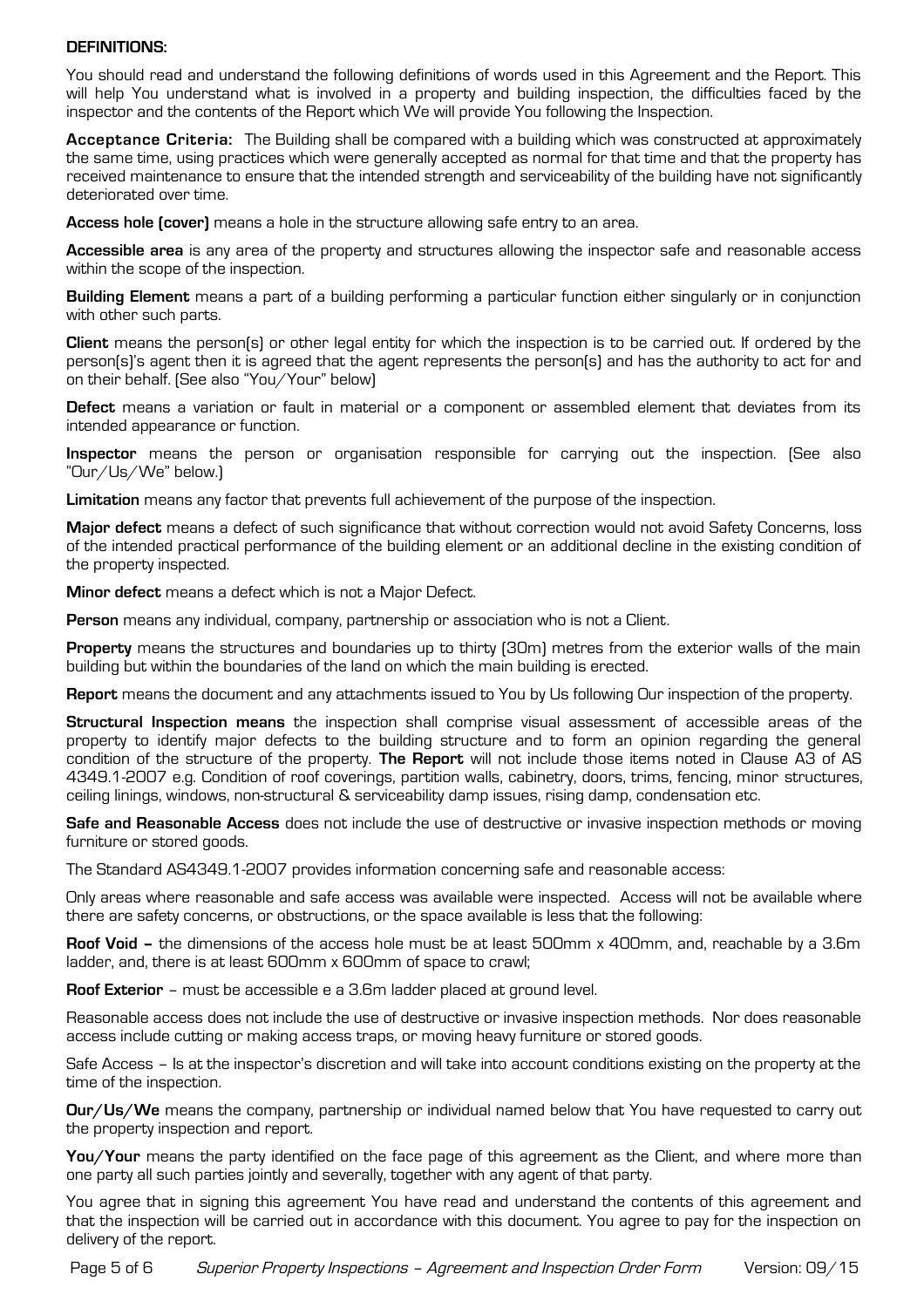**DEFINITIONS:**

You should read and understand the following definitions of words used in this Agreement and the Report. This will help You understand what is involved in a property and building inspection, the difficulties faced by the inspector and the contents of the Report which We will provide You following the Inspection.

**Acceptance Criteria:** The Building shall be compared with a building which was constructed at approximately the same time, using practices which were generally accepted as normal for that time and that the property has received maintenance to ensure that the intended strength and serviceability of the building have not significantly deteriorated over time.

**Access hole (cover)** means a hole in the structure allowing safe entry to an area.

**Accessible area** is any area of the property and structures allowing the inspector safe and reasonable access within the scope of the inspection.

**Building Element** means a part of a building performing a particular function either singularly or in conjunction with other such parts.

**Client** means the person(s) or other legal entity for which the inspection is to be carried out. If ordered by the person(s)'s agent then it is agreed that the agent represents the person(s) and has the authority to act for and on their behalf. (See also "You/Your" below)

**Defect** means a variation or fault in material or a component or assembled element that deviates from its intended appearance or function.

**Inspector** means the person or organisation responsible for carrying out the inspection. (See also "Our/Us/We" below.)

**Limitation** means any factor that prevents full achievement of the purpose of the inspection.

**Major defect** means a defect of such significance that without correction would not avoid Safety Concerns, loss of the intended practical performance of the building element or an additional decline in the existing condition of the property inspected.

**Minor defect** means a defect which is not a Major Defect.

**Person** means any individual, company, partnership or association who is not a Client.

**Property** means the structures and boundaries up to thirty (30m) metres from the exterior walls of the main building but within the boundaries of the land on which the main building is erected.

**Report** means the document and any attachments issued to You by Us following Our inspection of the property.

**Structural Inspection means** the inspection shall comprise visual assessment of accessible areas of the property to identify major defects to the building structure and to form an opinion regarding the general condition of the structure of the property. **The Report** will not include those items noted in Clause A3 of AS 4349.1-2007 e.g. Condition of roof coverings, partition walls, cabinetry, doors, trims, fencing, minor structures, ceiling linings, windows, non-structural & serviceability damp issues, rising damp, condensation etc.

**Safe and Reasonable Access** does not include the use of destructive or invasive inspection methods or moving furniture or stored goods.

The Standard AS4349.1-2007 provides information concerning safe and reasonable access:

Only areas where reasonable and safe access was available were inspected. Access will not be available where there are safety concerns, or obstructions, or the space available is less that the following:

**Roof Void –** the dimensions of the access hole must be at least 500mm x 400mm, and, reachable by a 3.6m ladder, and, there is at least 600mm x 600mm of space to crawl;

**Roof Exterior** – must be accessible e a 3.6m ladder placed at ground level.

Reasonable access does not include the use of destructive or invasive inspection methods. Nor does reasonable access include cutting or making access traps, or moving heavy furniture or stored goods.

Safe Access – Is at the inspector's discretion and will take into account conditions existing on the property at the time of the inspection.

**Our/Us/We** means the company, partnership or individual named below that You have requested to carry out the property inspection and report.

**You/Your** means the party identified on the face page of this agreement as the Client, and where more than one party all such parties jointly and severally, together with any agent of that party.

You agree that in signing this agreement You have read and understand the contents of this agreement and that the inspection will be carried out in accordance with this document. You agree to pay for the inspection on delivery of the report.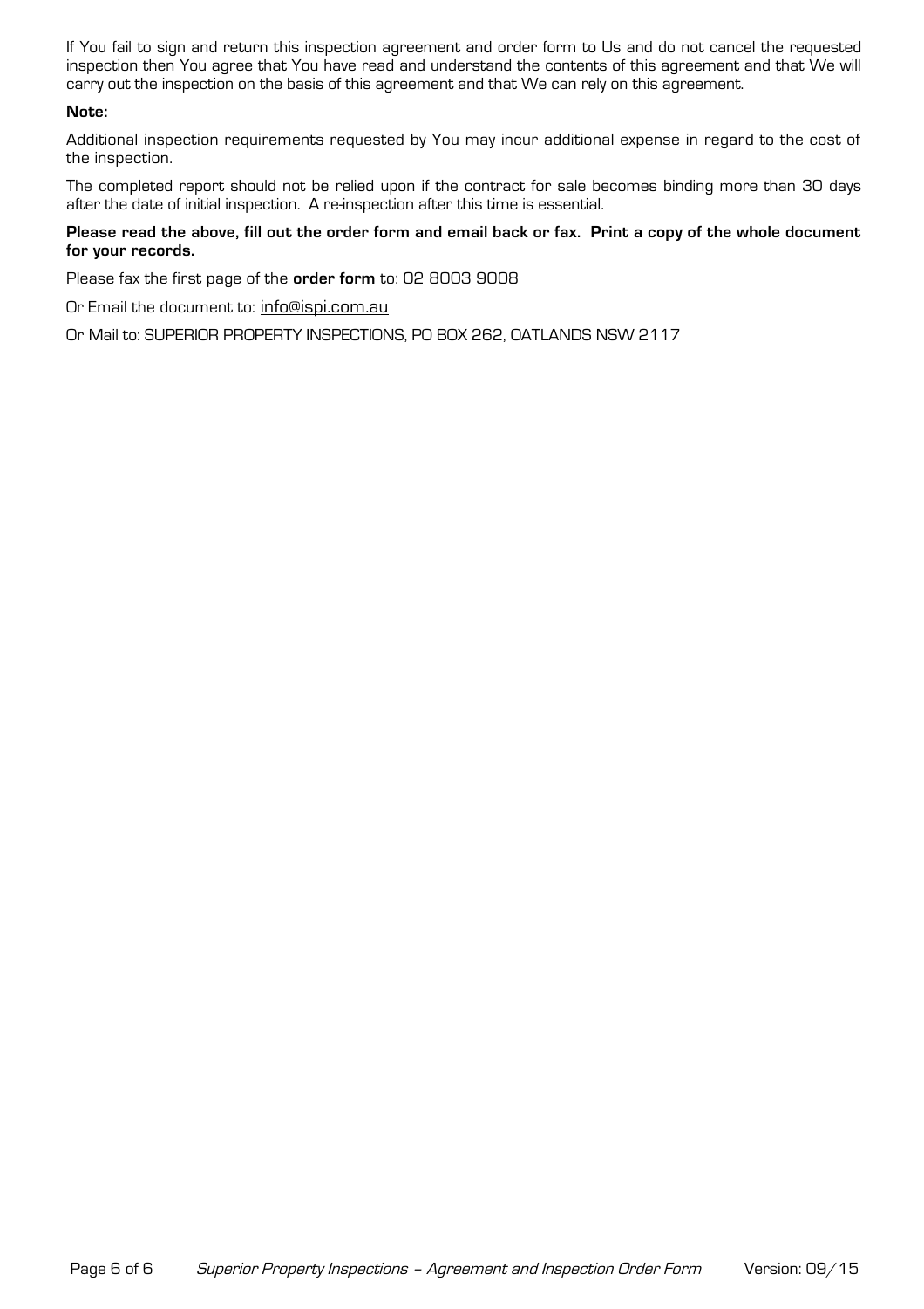If You fail to sign and return this inspection agreement and order form to Us and do not cancel the requested inspection then You agree that You have read and understand the contents of this agreement and that We will carry out the inspection on the basis of this agreement and that We can rely on this agreement.

**Note:**

Additional inspection requirements requested by You may incur additional expense in regard to the cost of the inspection.

The completed report should not be relied upon if the contract for sale becomes binding more than 30 days after the date of initial inspection. A re-inspection after this time is essential.

**Please read the above, fill out the order form and email back or fax. Print a copy of the whole document for your records.**

Please fax the first page of the **order form** to: 02 8003 9008

Or Email the document to: info@ispi.com.au

Or Mail to: SUPERIOR PROPERTY INSPECTIONS, PO BOX 262, OATLANDS NSW 2117